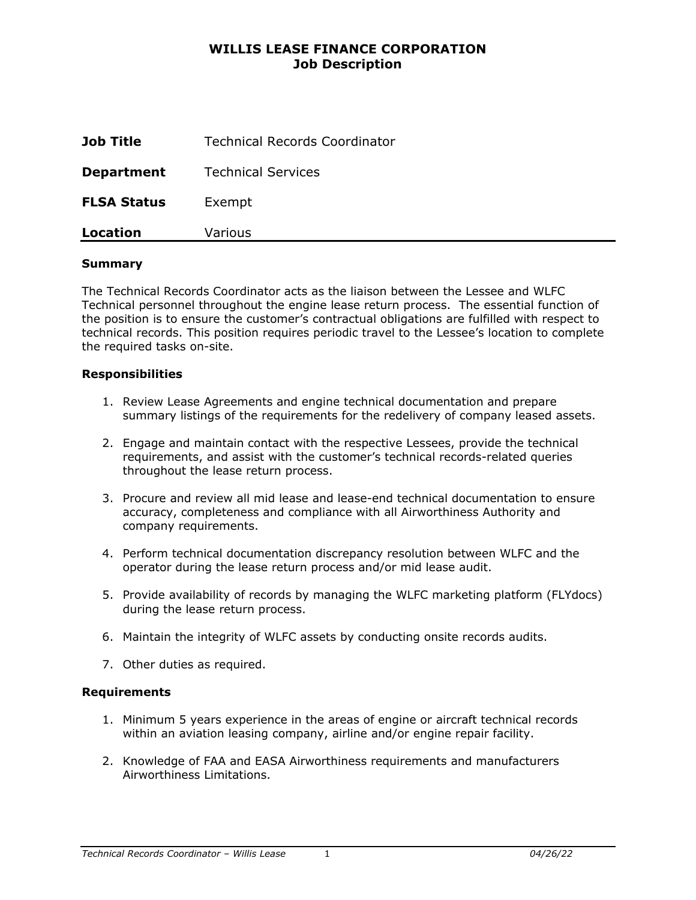# WILLIS LEASE FINANCE CORPORATION
## Job Description

| | |
|---|---|
| **Job Title** | Technical Records Coordinator |
| **Department** | Technical Services |
| **FLSA Status** | Exempt |
| **Location** | Various |

### Summary

The Technical Records Coordinator acts as the liaison between the Lessee and WLFC Technical personnel throughout the engine lease return process. The essential function of the position is to ensure the customer's contractual obligations are fulfilled with respect to technical records. This position requires periodic travel to the Lessee's location to complete the required tasks on-site.

### Responsibilities

1. Review Lease Agreements and engine technical documentation and prepare summary listings of the requirements for the redelivery of company leased assets.
2. Engage and maintain contact with the respective Lessees, provide the technical requirements, and assist with the customer's technical records-related queries throughout the lease return process.
3. Procure and review all mid lease and lease-end technical documentation to ensure accuracy, completeness and compliance with all Airworthiness Authority and company requirements.
4. Perform technical documentation discrepancy resolution between WLFC and the operator during the lease return process and/or mid lease audit.
5. Provide availability of records by managing the WLFC marketing platform (FLYdocs) during the lease return process.
6. Maintain the integrity of WLFC assets by conducting onsite records audits.
7. Other duties as required.

### Requirements

1. Minimum 5 years experience in the areas of engine or aircraft technical records within an aviation leasing company, airline and/or engine repair facility.
2. Knowledge of FAA and EASA Airworthiness requirements and manufacturers Airworthiness Limitations.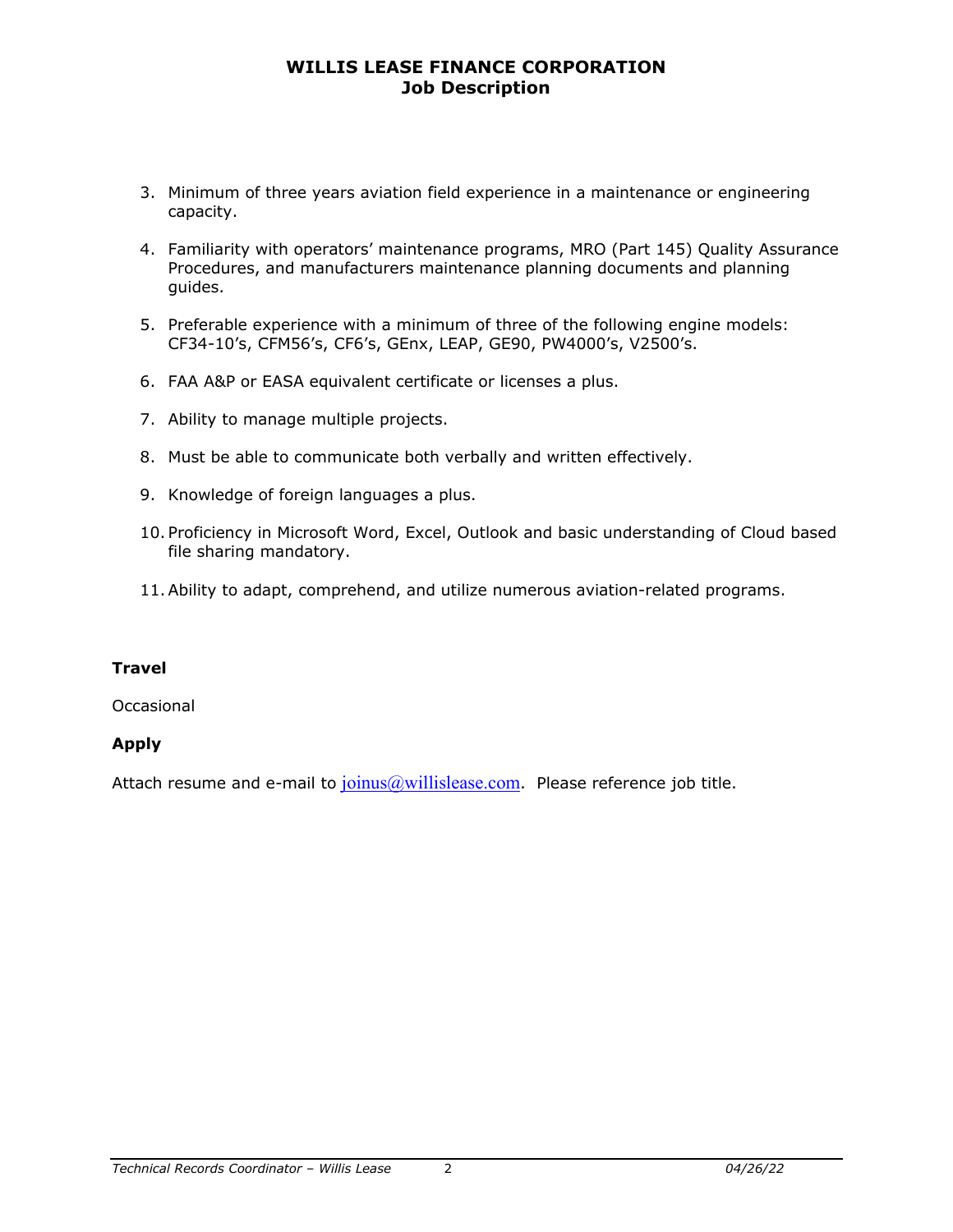3. Minimum of three years aviation field experience in a maintenance or engineering capacity.

4. Familiarity with operators' maintenance programs, MRO (Part 145) Quality Assurance Procedures, and manufacturers maintenance planning documents and planning guides.

5. Preferable experience with a minimum of three of the following engine models: CF34-10's, CFM56's, CF6's, GEnx, LEAP, GE90, PW4000's, V2500's.

6. FAA A&P or EASA equivalent certificate or licenses a plus.

7. Ability to manage multiple projects.

8. Must be able to communicate both verbally and written effectively.

9. Knowledge of foreign languages a plus.

10. Proficiency in Microsoft Word, Excel, Outlook and basic understanding of Cloud based file sharing mandatory.

11. Ability to adapt, comprehend, and utilize numerous aviation-related programs.

**Travel**

Occasional

**Apply**

Attach resume and e-mail to joinus@willislease.com. Please reference job title.